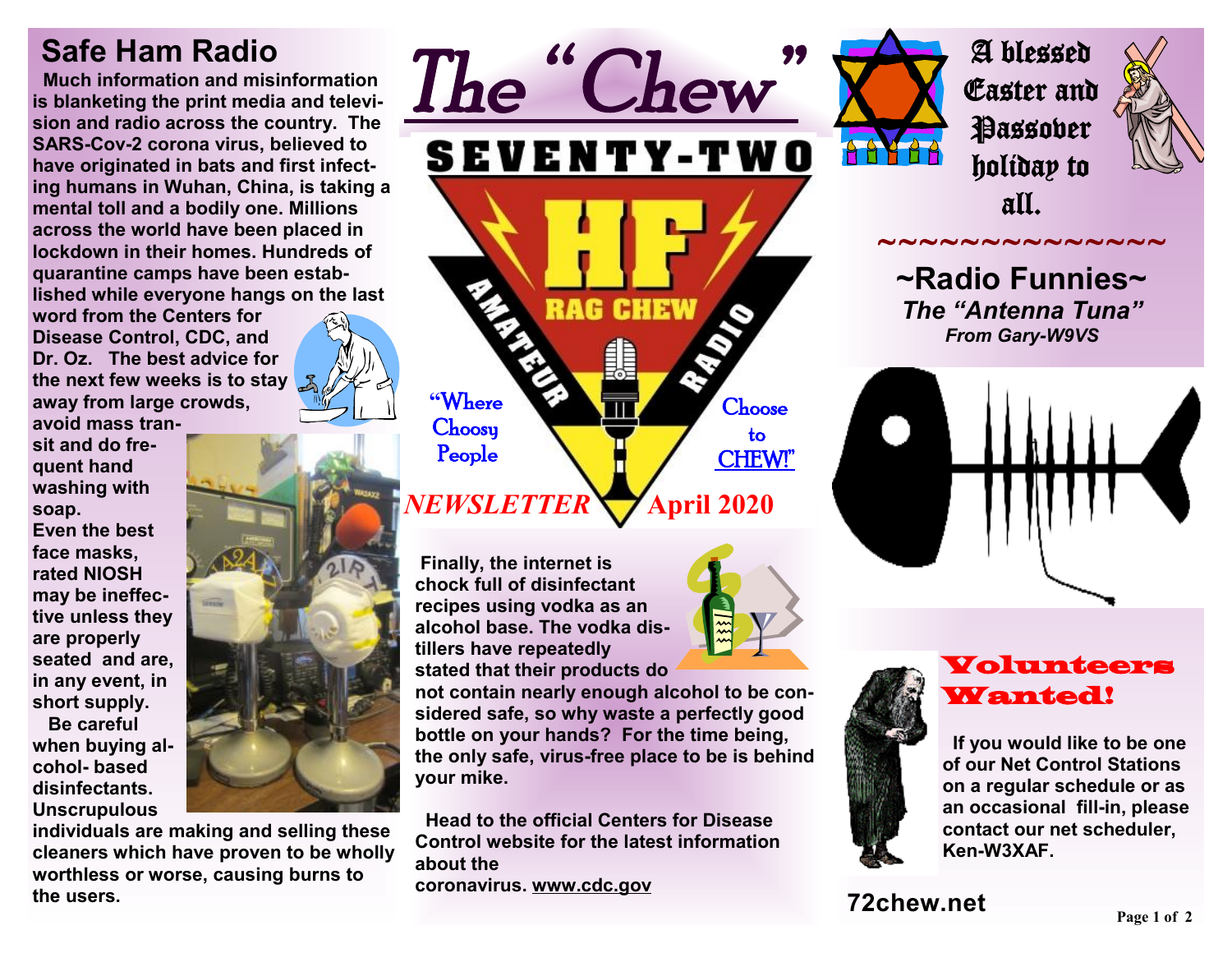# The "Chew"

**SEVENTY-TWO**

**HF RAG CHEW AMATEUR RADIO**

"Where Choosy People Choose to CHEW!"

*NEWSLETTER* **April 2020**

## Safe Ham Radio

**Much information and misinformation is blanketing the print media and television and radio across the country. The SARS-Cov-2 corona virus, believed to have originated in bats and first infecting humans in Wuhan, China, is taking a mental toll and a bodily one. Millions across the world have been placed in lockdown in their homes. Hundreds of quarantine camps have been established while everyone hangs on the last word from the Centers for Disease Control, CDC, and Dr. Oz. The best advice for the next few weeks is to stay away from large crowds, avoid mass transit and do frequent hand washing with soap. Even the best face masks, rated NIOSH may be ineffective unless they are properly seated and are, in any event, in short supply.**

**Be careful when buying alcohol- based disinfectants. Unscrupulous individuals are making and selling these cleaners which have proven to be wholly worthless or worse, causing burns to the users.**

**Finally, the internet is chock full of disinfectant recipes using vodka as an alcohol base. The vodka distillers have repeatedly stated that their products do not contain nearly enough alcohol to be considered safe, so why waste a perfectly good bottle on your hands? For the time being, the only safe, virus-free place to be is behind your mike.**

**Head to the official Centers for Disease Control website for the latest information about the coronavirus. www.cdc.gov**

A blessed Easter and Passover holiday to all.

~~~~~~~~~~~~~~~

## ~Radio Funnies~

***The "Antenna Tuna"***

***From Gary-W9VS***

## Volunteers Wanted!

**If you would like to be one of our Net Control Stations on a regular schedule or as an occasional fill-in, please contact our net scheduler, Ken-W3XAF.**

**72chew.net**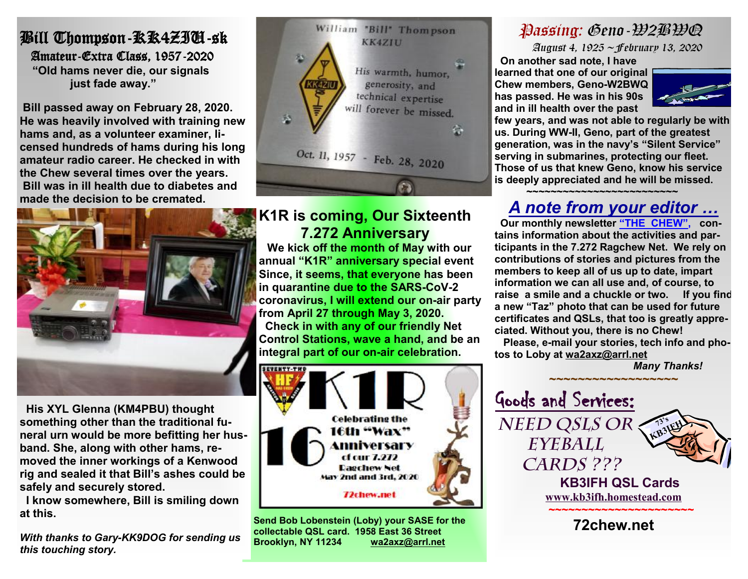# Bill Thompson-KK4ZIU-sk

### Amateur-Extra Class, 1957-2020

**"Old hams never die, our signals just fade away."**

**Bill passed away on February 28, 2020. He was heavily involved with training new hams and, as a volunteer examiner, licensed hundreds of hams during his long amateur radio career. He checked in with the Chew several times over the years. Bill was in ill health due to diabetes and made the decision to be cremated.**

William "Bill" Thompson
KK4ZIU

His warmth, humor, generosity, and technical expertise will forever be missed.

Oct. 11, 1957 - Feb. 28, 2020

**His XYL Glenna (KM4PBU) thought something other than the traditional funeral urn would be more befitting her husband. She, along with other hams, removed the inner workings of a Kenwood rig and sealed it that Bill's ashes could be safely and securely stored.**

**I know somewhere, Bill is smiling down at this.**

***With thanks to Gary-KK9DOG for sending us this touching story.***

## K1R is coming, Our Sixteenth 7.272 Anniversary

**We kick off the month of May with our annual "K1R" anniversary special event Since, it seems, that everyone has been in quarantine due to the SARS-CoV-2 coronavirus, I will extend our on-air party from April 27 through May 3, 2020.**

**Check in with any of our friendly Net Control Stations, wave a hand, and be an integral part of our on-air celebration.**

K1R
16
Celebrating the 16th "Wax" Anniversary of our 7.272 Ragchew Net
May 2nd and 3rd, 2020
72chew.net

**Send Bob Lobenstein (Loby) your SASE for the collectable QSL card. 1958 East 36 Street Brooklyn, NY 11234 wa2axz@arrl.net**

## Passing: Geno-W2BWQ

*August 4, 1925 ~February 13, 2020*

**On another sad note, I have learned that one of our original Chew members, Geno-W2BWQ has passed. He was in his 90s and in ill health over the past few years, and was not able to regularly be with us. During WW-II, Geno, part of the greatest generation, was in the navy's "Silent Service" serving in submarines, protecting our fleet. Those of us that knew Geno, know his service is deeply appreciated and he will be missed.**

~~~~~~~~~~~~~~~~~~~~~~~~~~~

## *A note from your editor …*

**Our monthly newsletter "THE CHEW", contains information about the activities and participants in the 7.272 Ragchew Net. We rely on contributions of stories and pictures from the members to keep all of us up to date, impart information we can all use and, of course, to raise a smile and a chuckle or two. If you find a new "Taz" photo that can be used for future certificates and QSLs, that too is greatly appreciated. Without you, there is no Chew!**

**Please, e-mail your stories, tech info and photos to Loby at wa2axz@arrl.net**

***Many Thanks!***

~~~~~~~~~~~~~~~~~~

## Goods and Services:

NEED QSLS OR EYEBALL CARDS ???

**KB3IFH QSL Cards**

**www.kb3ifh.homestead.com**

~~~~~~~~~~~~~~~~~~~~~~

**72chew.net**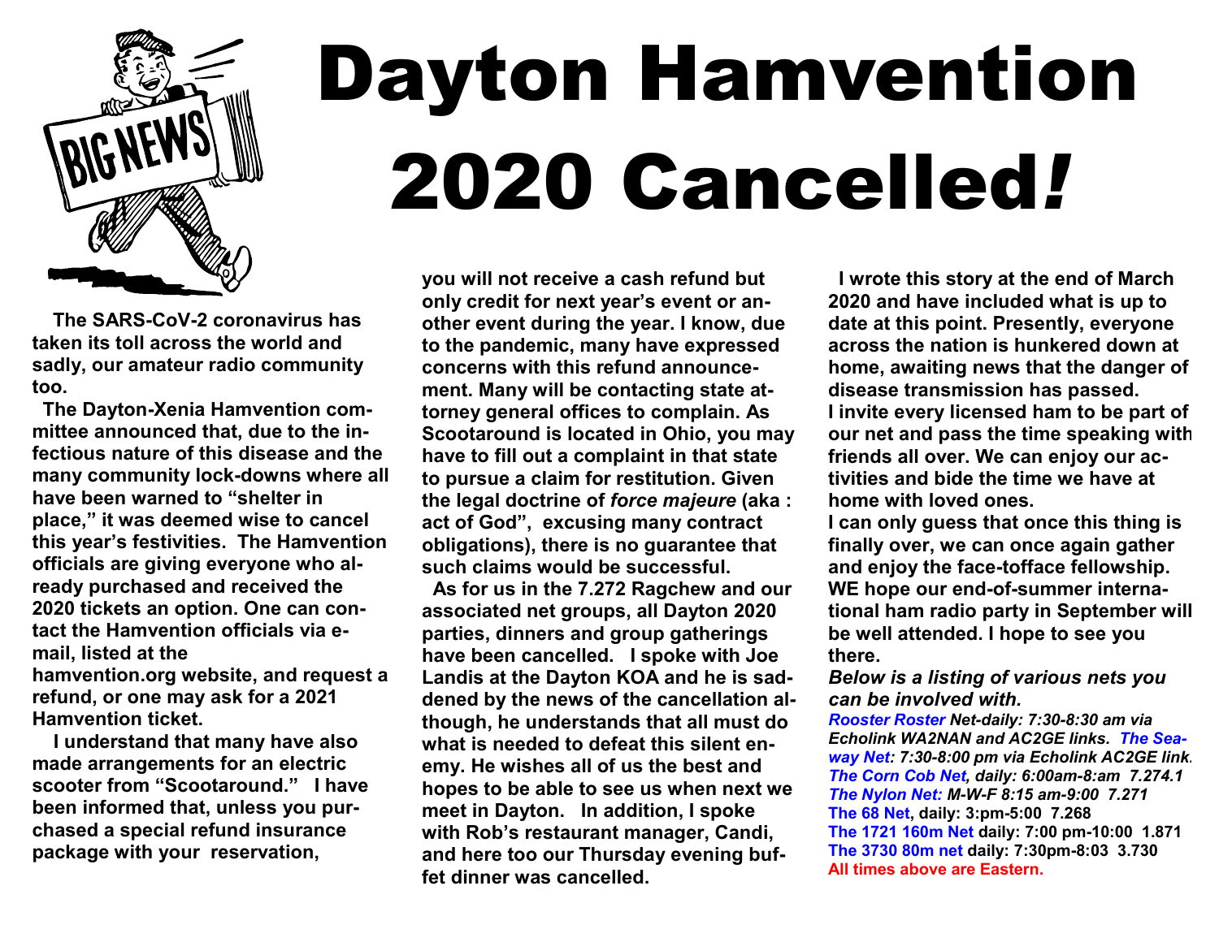# Dayton Hamvention 2020 Cancelled!

**The SARS-CoV-2 coronavirus has taken its toll across the world and sadly, our amateur radio community too.**

**The Dayton-Xenia Hamvention committee announced that, due to the infectious nature of this disease and the many community lock-downs where all have been warned to "shelter in place," it was deemed wise to cancel this year's festivities. The Hamvention officials are giving everyone who already purchased and received the 2020 tickets an option. One can contact the Hamvention officials via e-mail, listed at the hamvention.org website, and request a refund, or one may ask for a 2021 Hamvention ticket.**

**I understand that many have also made arrangements for an electric scooter from "Scootaround." I have been informed that, unless you purchased a special refund insurance package with your reservation, you will not receive a cash refund but only credit for next year's event or another event during the year. I know, due to the pandemic, many have expressed concerns with this refund announcement. Many will be contacting state attorney general offices to complain. As Scootaround is located in Ohio, you may have to fill out a complaint in that state to pursue a claim for restitution. Given the legal doctrine of *force majeure* (aka : act of God", excusing many contract obligations), there is no guarantee that such claims would be successful.**

**As for us in the 7.272 Ragchew and our associated net groups, all Dayton 2020 parties, dinners and group gatherings have been cancelled. I spoke with Joe Landis at the Dayton KOA and he is saddened by the news of the cancellation although, he understands that all must do what is needed to defeat this silent enemy. He wishes all of us the best and hopes to be able to see us when next we meet in Dayton. In addition, I spoke with Rob's restaurant manager, Candi, and here too our Thursday evening buffet dinner was cancelled.**

**I wrote this story at the end of March 2020 and have included what is up to date at this point. Presently, everyone across the nation is hunkered down at home, awaiting news that the danger of disease transmission has passed.**
**I invite every licensed ham to be part of our net and pass the time speaking with friends all over. We can enjoy our activities and bide the time we have at home with loved ones.**
**I can only guess that once this thing is finally over, we can once again gather and enjoy the face-tofface fellowship. WE hope our end-of-summer international ham radio party in September will be well attended. I hope to see you there.**

***Below is a listing of various nets you can be involved with.***

***Rooster Roster Net-daily: 7:30-8:30 am via Echolink WA2NAN and AC2GE links. The Seaway Net: 7:30-8:00 pm via Echolink AC2GE link.***
***The Corn Cob Net, daily: 6:00am-8:am 7.274.1***
***The Nylon Net: M-W-F 8:15 am-9:00 7.271***
**The 68 Net, daily: 3:pm-5:00 7.268**
**The 1721 160m Net daily: 7:00 pm-10:00 1.871**
**The 3730 80m net daily: 7:30pm-8:03 3.730**
**All times above are Eastern.**